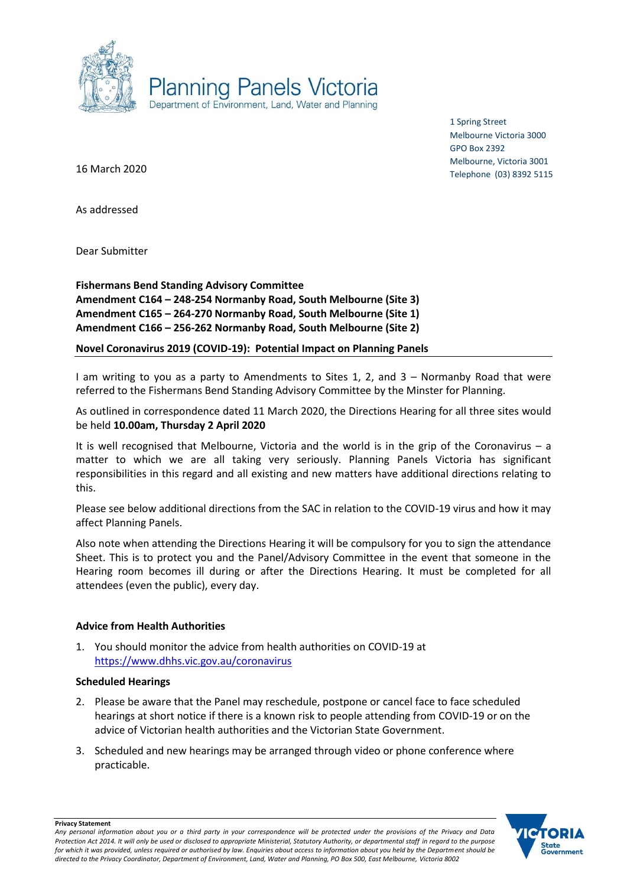Planning Panels Victoria
Department of Environment, Land, Water and Planning

1 Spring Street
Melbourne Victoria 3000
GPO Box 2392
Melbourne, Victoria 3001
Telephone (03) 8392 5115

16 March 2020

As addressed

Dear Submitter

**Fishermans Bend Standing Advisory Committee**
**Amendment C164 – 248-254 Normanby Road, South Melbourne (Site 3)**
**Amendment C165 – 264-270 Normanby Road, South Melbourne (Site 1)**
**Amendment C166 – 256-262 Normanby Road, South Melbourne (Site 2)**

**Novel Coronavirus 2019 (COVID-19): Potential Impact on Planning Panels**

I am writing to you as a party to Amendments to Sites 1, 2, and 3 – Normanby Road that were referred to the Fishermans Bend Standing Advisory Committee by the Minster for Planning.

As outlined in correspondence dated 11 March 2020, the Directions Hearing for all three sites would be held **10.00am, Thursday 2 April 2020**

It is well recognised that Melbourne, Victoria and the world is in the grip of the Coronavirus – a matter to which we are all taking very seriously. Planning Panels Victoria has significant responsibilities in this regard and all existing and new matters have additional directions relating to this.

Please see below additional directions from the SAC in relation to the COVID-19 virus and how it may affect Planning Panels.

Also note when attending the Directions Hearing it will be compulsory for you to sign the attendance Sheet. This is to protect you and the Panel/Advisory Committee in the event that someone in the Hearing room becomes ill during or after the Directions Hearing. It must be completed for all attendees (even the public), every day.

**Advice from Health Authorities**

1. You should monitor the advice from health authorities on COVID-19 at https://www.dhhs.vic.gov.au/coronavirus

**Scheduled Hearings**

2. Please be aware that the Panel may reschedule, postpone or cancel face to face scheduled hearings at short notice if there is a known risk to people attending from COVID-19 or on the advice of Victorian health authorities and the Victorian State Government.
3. Scheduled and new hearings may be arranged through video or phone conference where practicable.

**Privacy Statement**
*Any personal information about you or a third party in your correspondence will be protected under the provisions of the Privacy and Data Protection Act 2014. It will only be used or disclosed to appropriate Ministerial, Statutory Authority, or departmental staff in regard to the purpose for which it was provided, unless required or authorised by law. Enquiries about access to information about you held by the Department should be directed to the Privacy Coordinator, Department of Environment, Land, Water and Planning, PO Box 500, East Melbourne, Victoria 8002*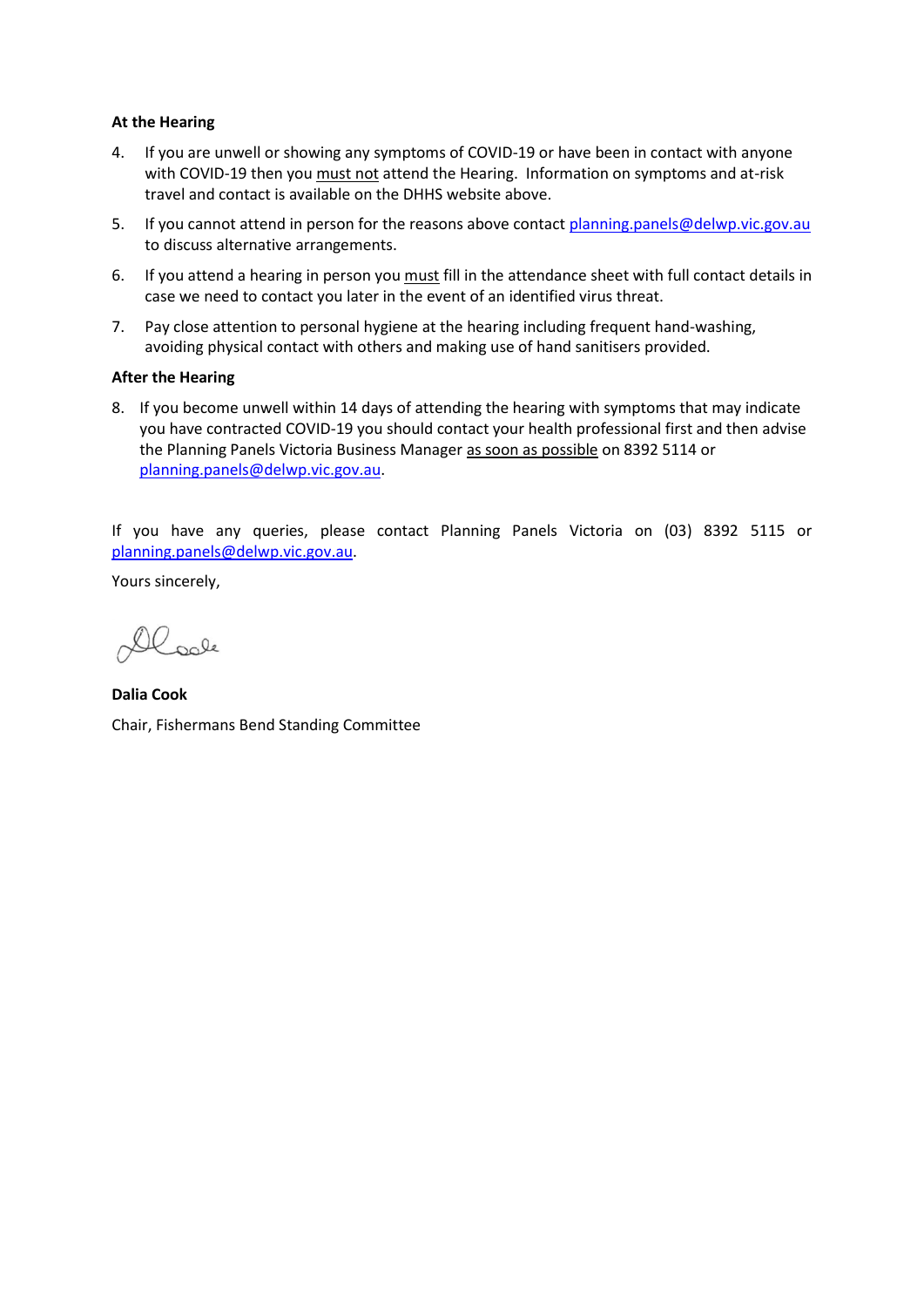**At the Hearing**

4. If you are unwell or showing any symptoms of COVID-19 or have been in contact with anyone with COVID-19 then you must not attend the Hearing. Information on symptoms and at-risk travel and contact is available on the DHHS website above.
5. If you cannot attend in person for the reasons above contact planning.panels@delwp.vic.gov.au to discuss alternative arrangements.
6. If you attend a hearing in person you must fill in the attendance sheet with full contact details in case we need to contact you later in the event of an identified virus threat.
7. Pay close attention to personal hygiene at the hearing including frequent hand-washing, avoiding physical contact with others and making use of hand sanitisers provided.

**After the Hearing**

8. If you become unwell within 14 days of attending the hearing with symptoms that may indicate you have contracted COVID-19 you should contact your health professional first and then advise the Planning Panels Victoria Business Manager as soon as possible on 8392 5114 or planning.panels@delwp.vic.gov.au.

If you have any queries, please contact Planning Panels Victoria on (03) 8392 5115 or planning.panels@delwp.vic.gov.au.

Yours sincerely,

**Dalia Cook**

Chair, Fishermans Bend Standing Committee